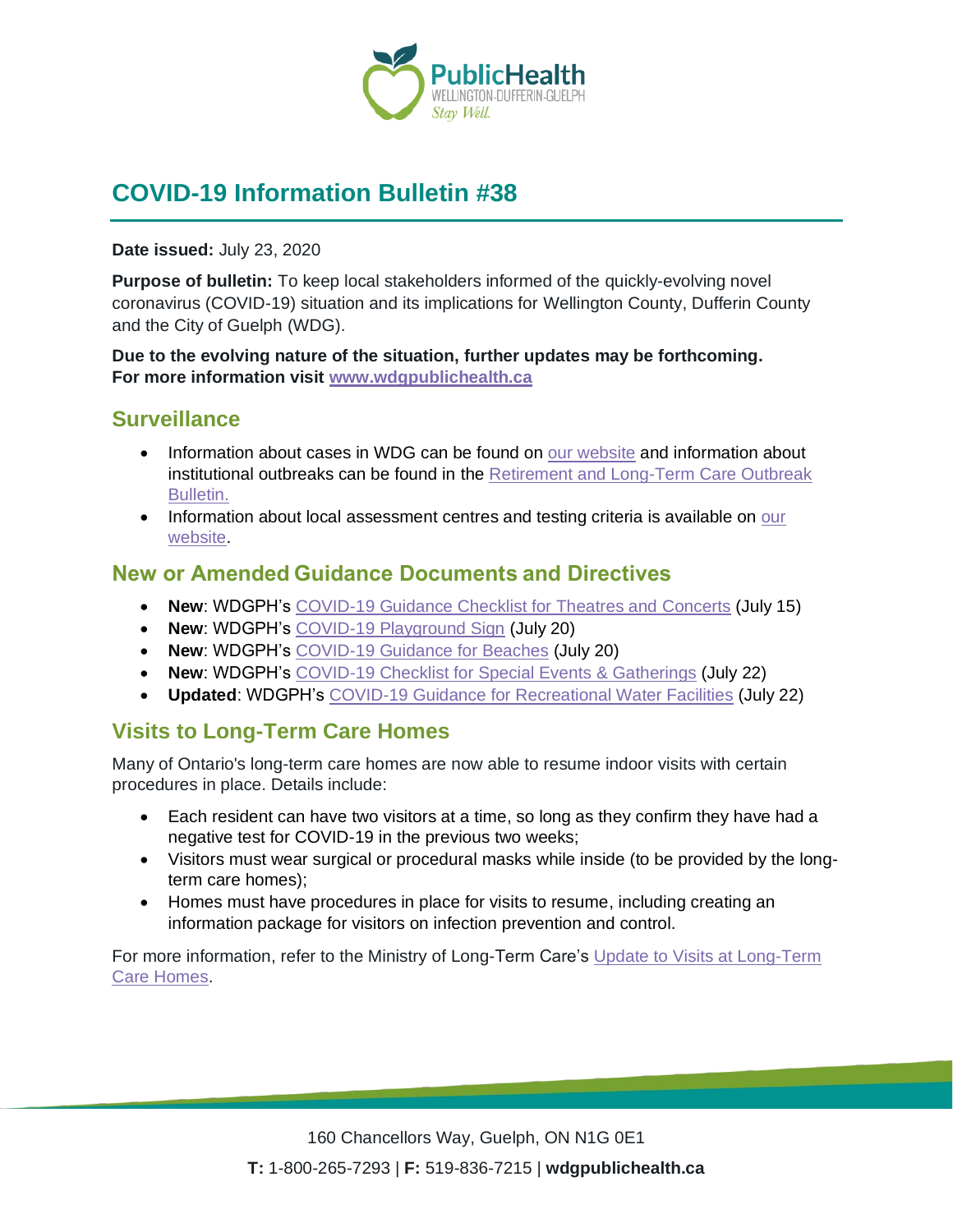# COVID-19 Information Bulletin #38

**Date issued:** July 23, 2020

**Purpose of bulletin:** To keep local stakeholders informed of the quickly-evolving novel coronavirus (COVID-19) situation and its implications for Wellington County, Dufferin County and the City of Guelph (WDG).

**Due to the evolving nature of the situation, further updates may be forthcoming. For more information visit www.wdgpublichealth.ca**

## Surveillance

- Information about cases in WDG can be found on our website and information about institutional outbreaks can be found in the Retirement and Long-Term Care Outbreak Bulletin.
- Information about local assessment centres and testing criteria is available on our website.

## New or Amended Guidance Documents and Directives

- **New**: WDGPH's COVID-19 Guidance Checklist for Theatres and Concerts (July 15)
- **New**: WDGPH's COVID-19 Playground Sign (July 20)
- **New**: WDGPH's COVID-19 Guidance for Beaches (July 20)
- **New**: WDGPH's COVID-19 Checklist for Special Events & Gatherings (July 22)
- **Updated**: WDGPH's COVID-19 Guidance for Recreational Water Facilities (July 22)

## Visits to Long-Term Care Homes

Many of Ontario's long-term care homes are now able to resume indoor visits with certain procedures in place. Details include:

- Each resident can have two visitors at a time, so long as they confirm they have had a negative test for COVID-19 in the previous two weeks;
- Visitors must wear surgical or procedural masks while inside (to be provided by the long-term care homes);
- Homes must have procedures in place for visits to resume, including creating an information package for visitors on infection prevention and control.

For more information, refer to the Ministry of Long-Term Care's Update to Visits at Long-Term Care Homes.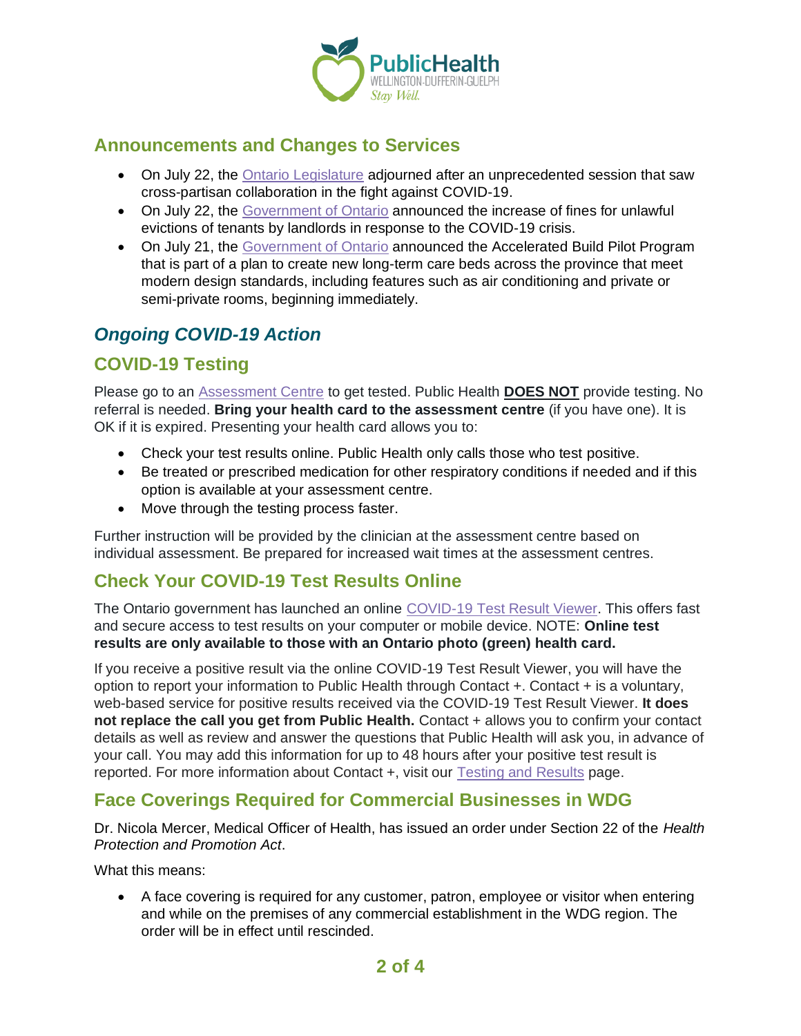## Announcements and Changes to Services

- On July 22, the Ontario Legislature adjourned after an unprecedented session that saw cross-partisan collaboration in the fight against COVID-19.
- On July 22, the Government of Ontario announced the increase of fines for unlawful evictions of tenants by landlords in response to the COVID-19 crisis.
- On July 21, the Government of Ontario announced the Accelerated Build Pilot Program that is part of a plan to create new long-term care beds across the province that meet modern design standards, including features such as air conditioning and private or semi-private rooms, beginning immediately.

## *Ongoing COVID-19 Action*

## COVID-19 Testing

Please go to an Assessment Centre to get tested. Public Health **DOES NOT** provide testing. No referral is needed. **Bring your health card to the assessment centre** (if you have one). It is OK if it is expired. Presenting your health card allows you to:

- Check your test results online. Public Health only calls those who test positive.
- Be treated or prescribed medication for other respiratory conditions if needed and if this option is available at your assessment centre.
- Move through the testing process faster.

Further instruction will be provided by the clinician at the assessment centre based on individual assessment. Be prepared for increased wait times at the assessment centres.

## Check Your COVID-19 Test Results Online

The Ontario government has launched an online COVID-19 Test Result Viewer. This offers fast and secure access to test results on your computer or mobile device. NOTE: **Online test results are only available to those with an Ontario photo (green) health card.**

If you receive a positive result via the online COVID-19 Test Result Viewer, you will have the option to report your information to Public Health through Contact +. Contact + is a voluntary, web-based service for positive results received via the COVID-19 Test Result Viewer. **It does not replace the call you get from Public Health.** Contact + allows you to confirm your contact details as well as review and answer the questions that Public Health will ask you, in advance of your call. You may add this information for up to 48 hours after your positive test result is reported. For more information about Contact +, visit our Testing and Results page.

## Face Coverings Required for Commercial Businesses in WDG

Dr. Nicola Mercer, Medical Officer of Health, has issued an order under Section 22 of the *Health Protection and Promotion Act*.

What this means:

- A face covering is required for any customer, patron, employee or visitor when entering and while on the premises of any commercial establishment in the WDG region. The order will be in effect until rescinded.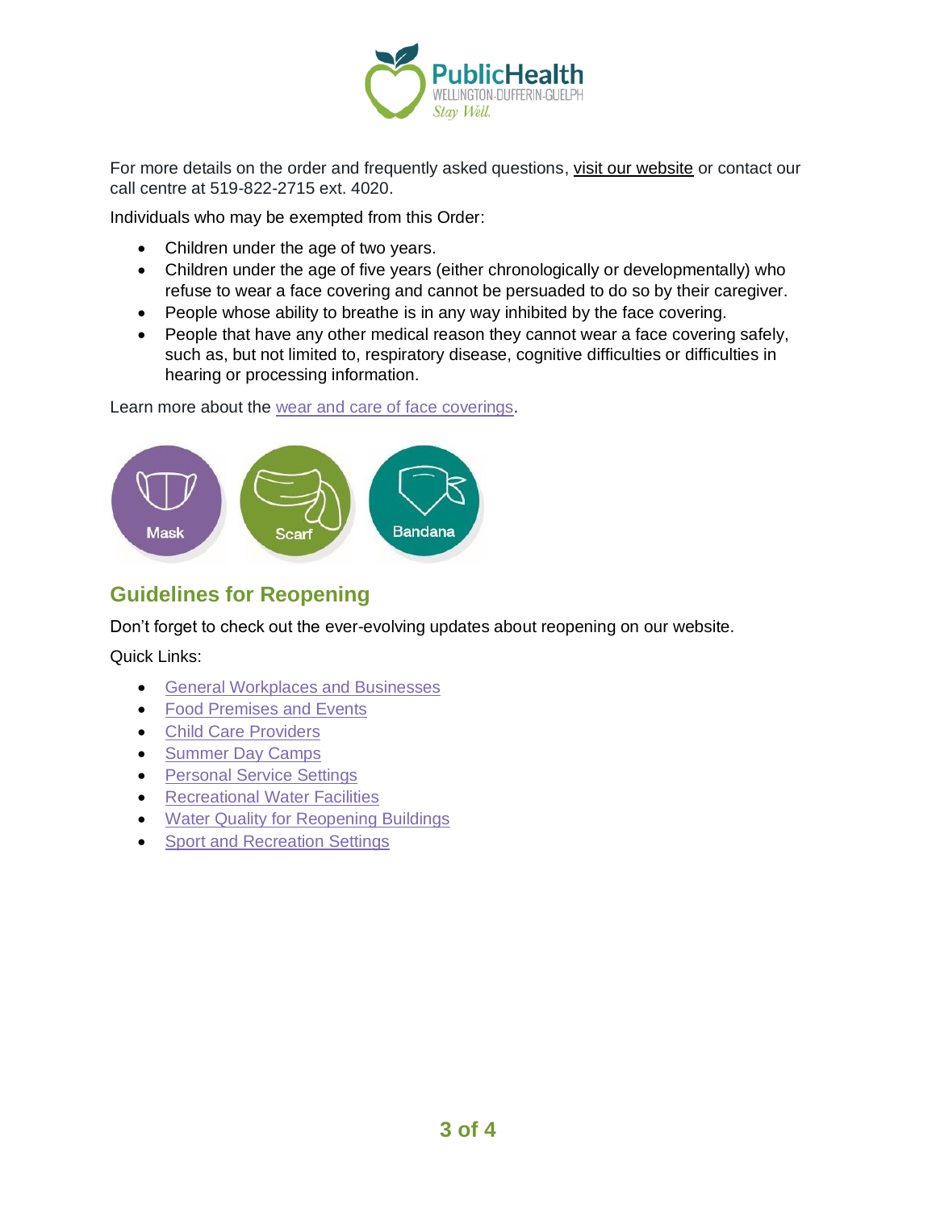For more details on the order and frequently asked questions, visit our website or contact our call centre at 519-822-2715 ext. 4020.

Individuals who may be exempted from this Order:

- Children under the age of two years.
- Children under the age of five years (either chronologically or developmentally) who refuse to wear a face covering and cannot be persuaded to do so by their caregiver.
- People whose ability to breathe is in any way inhibited by the face covering.
- People that have any other medical reason they cannot wear a face covering safely, such as, but not limited to, respiratory disease, cognitive difficulties or difficulties in hearing or processing information.

Learn more about the wear and care of face coverings.

Mask Scarf Bandana

## Guidelines for Reopening

Don't forget to check out the ever-evolving updates about reopening on our website.

Quick Links:

- General Workplaces and Businesses
- Food Premises and Events
- Child Care Providers
- Summer Day Camps
- Personal Service Settings
- Recreational Water Facilities
- Water Quality for Reopening Buildings
- Sport and Recreation Settings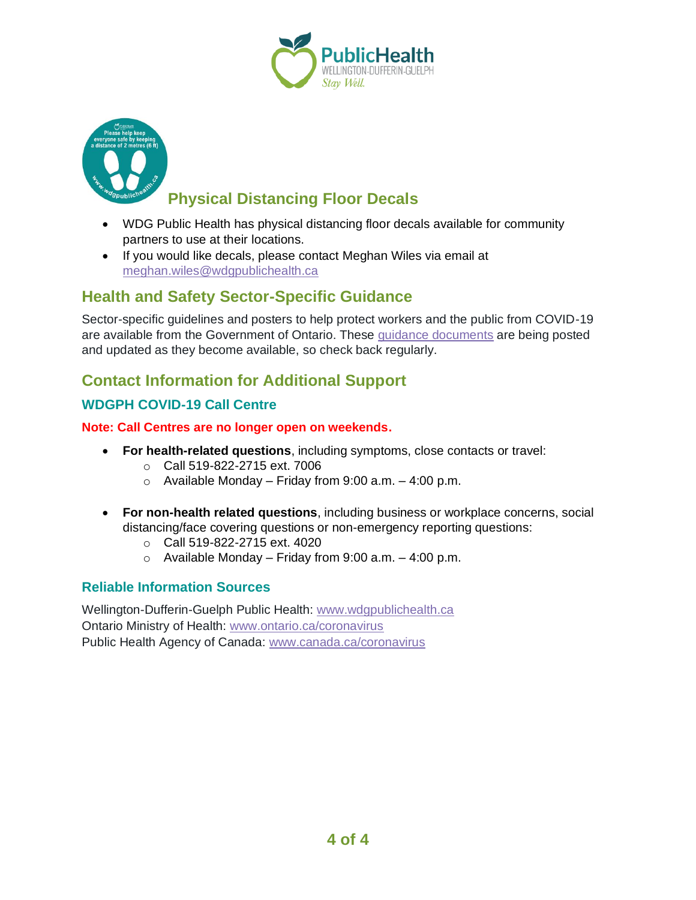## Physical Distancing Floor Decals

- WDG Public Health has physical distancing floor decals available for community partners to use at their locations.
- If you would like decals, please contact Meghan Wiles via email at meghan.wiles@wdgpublichealth.ca

## Health and Safety Sector-Specific Guidance

Sector-specific guidelines and posters to help protect workers and the public from COVID-19 are available from the Government of Ontario. These guidance documents are being posted and updated as they become available, so check back regularly.

## Contact Information for Additional Support

### WDGPH COVID-19 Call Centre

**Note: Call Centres are no longer open on weekends.**

- **For health-related questions**, including symptoms, close contacts or travel:
  - Call 519-822-2715 ext. 7006
  - Available Monday – Friday from 9:00 a.m. – 4:00 p.m.

- **For non-health related questions**, including business or workplace concerns, social distancing/face covering questions or non-emergency reporting questions:
  - Call 519-822-2715 ext. 4020
  - Available Monday – Friday from 9:00 a.m. – 4:00 p.m.

### Reliable Information Sources

Wellington-Dufferin-Guelph Public Health: www.wdgpublichealth.ca
Ontario Ministry of Health: www.ontario.ca/coronavirus
Public Health Agency of Canada: www.canada.ca/coronavirus